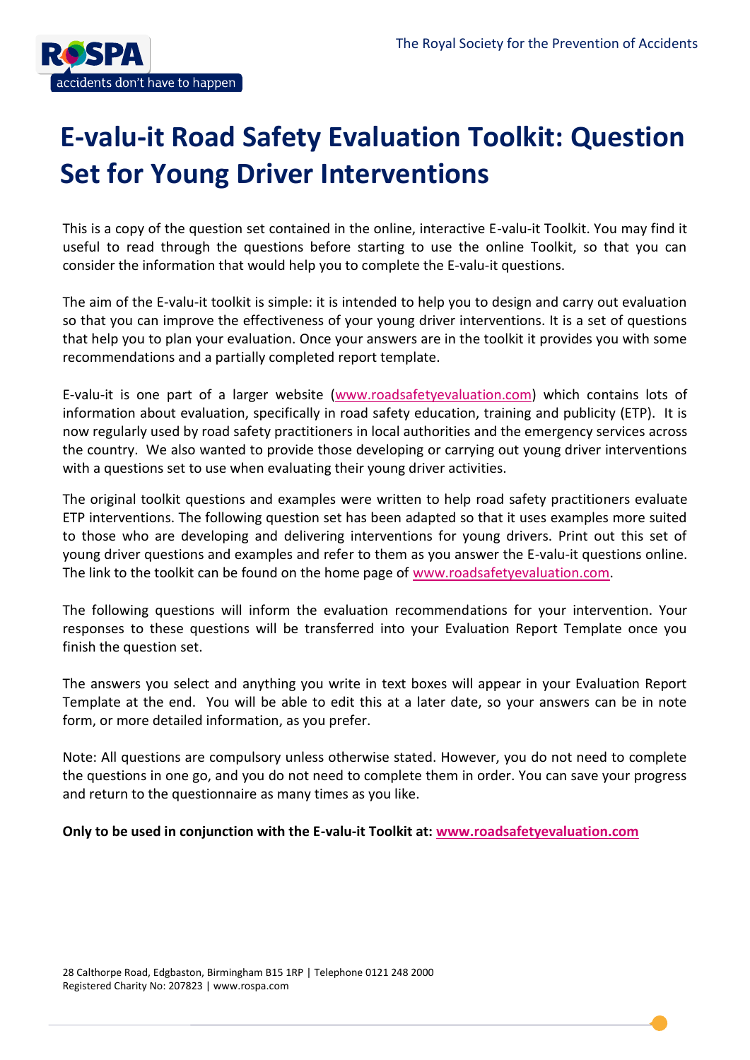# E-valu-it Road Safety Evaluation Toolkit: Question Set for Young Driver Interventions

This is a copy of the question set contained in the online, interactive E-valu-it Toolkit. You may find it useful to read through the questions before starting to use the online Toolkit, so that you can consider the information that would help you to complete the E-valu-it questions.

The aim of the E-valu-it toolkit is simple: it is intended to help you to design and carry out evaluation so that you can improve the effectiveness of your young driver interventions. It is a set of questions that help you to plan your evaluation. Once your answers are in the toolkit it provides you with some recommendations and a partially completed report template.

E-valu-it is one part of a larger website (www.roadsafetyevaluation.com) which contains lots of information about evaluation, specifically in road safety education, training and publicity (ETP). It is now regularly used by road safety practitioners in local authorities and the emergency services across the country. We also wanted to provide those developing or carrying out young driver interventions with a questions set to use when evaluating their young driver activities.

The original toolkit questions and examples were written to help road safety practitioners evaluate ETP interventions. The following question set has been adapted so that it uses examples more suited to those who are developing and delivering interventions for young drivers. Print out this set of young driver questions and examples and refer to them as you answer the E-valu-it questions online. The link to the toolkit can be found on the home page of www.roadsafetyevaluation.com.

The following questions will inform the evaluation recommendations for your intervention. Your responses to these questions will be transferred into your Evaluation Report Template once you finish the question set.

The answers you select and anything you write in text boxes will appear in your Evaluation Report Template at the end. You will be able to edit this at a later date, so your answers can be in note form, or more detailed information, as you prefer.

Note: All questions are compulsory unless otherwise stated. However, you do not need to complete the questions in one go, and you do not need to complete them in order. You can save your progress and return to the questionnaire as many times as you like.

**Only to be used in conjunction with the E-valu-it Toolkit at: www.roadsafetyevaluation.com**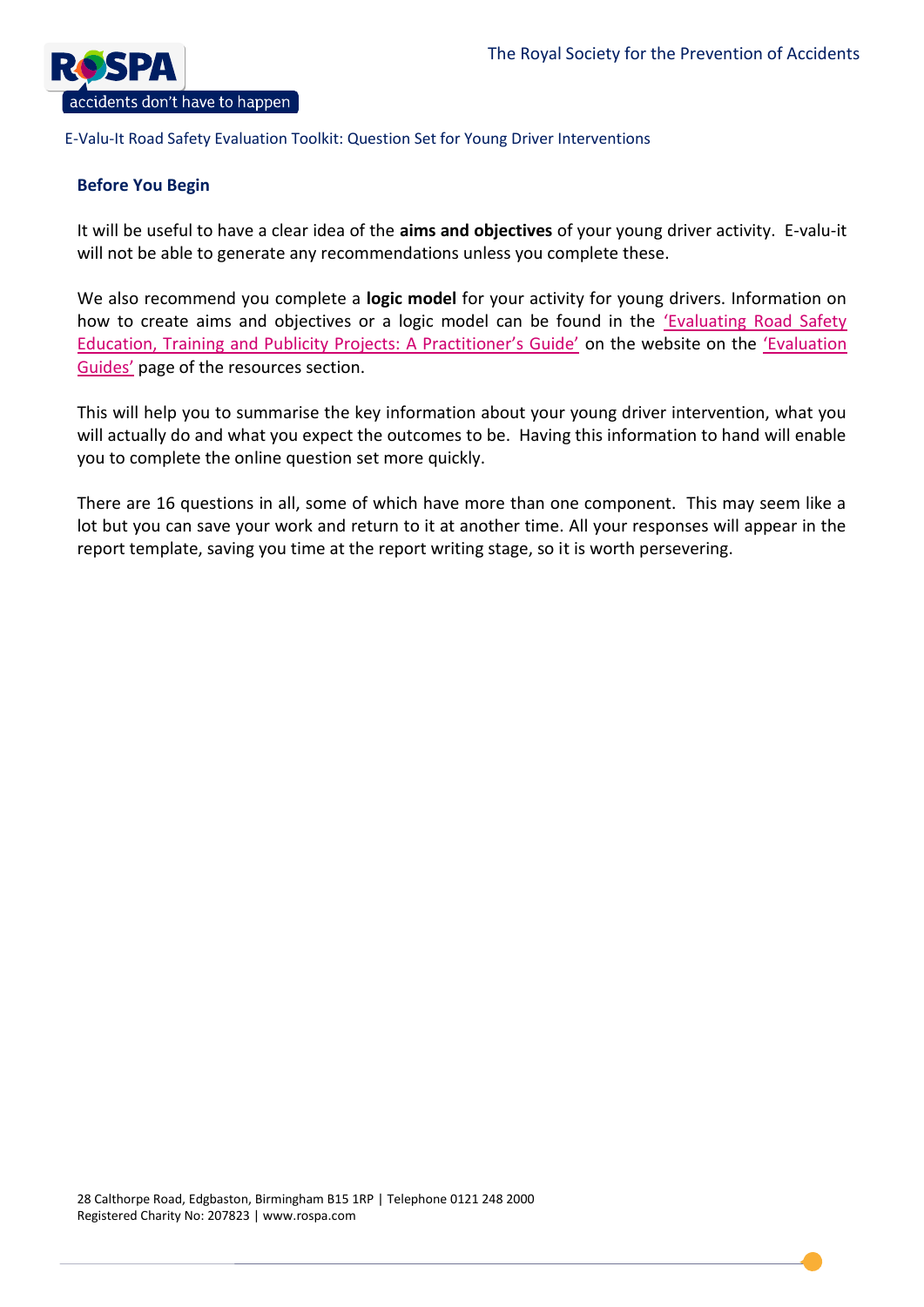E-Valu-It Road Safety Evaluation Toolkit: Question Set for Young Driver Interventions

## Before You Begin

It will be useful to have a clear idea of the **aims and objectives** of your young driver activity. E-valu-it will not be able to generate any recommendations unless you complete these.

We also recommend you complete a **logic model** for your activity for young drivers. Information on how to create aims and objectives or a logic model can be found in the 'Evaluating Road Safety Education, Training and Publicity Projects: A Practitioner's Guide' on the website on the 'Evaluation Guides' page of the resources section.

This will help you to summarise the key information about your young driver intervention, what you will actually do and what you expect the outcomes to be. Having this information to hand will enable you to complete the online question set more quickly.

There are 16 questions in all, some of which have more than one component. This may seem like a lot but you can save your work and return to it at another time. All your responses will appear in the report template, saving you time at the report writing stage, so it is worth persevering.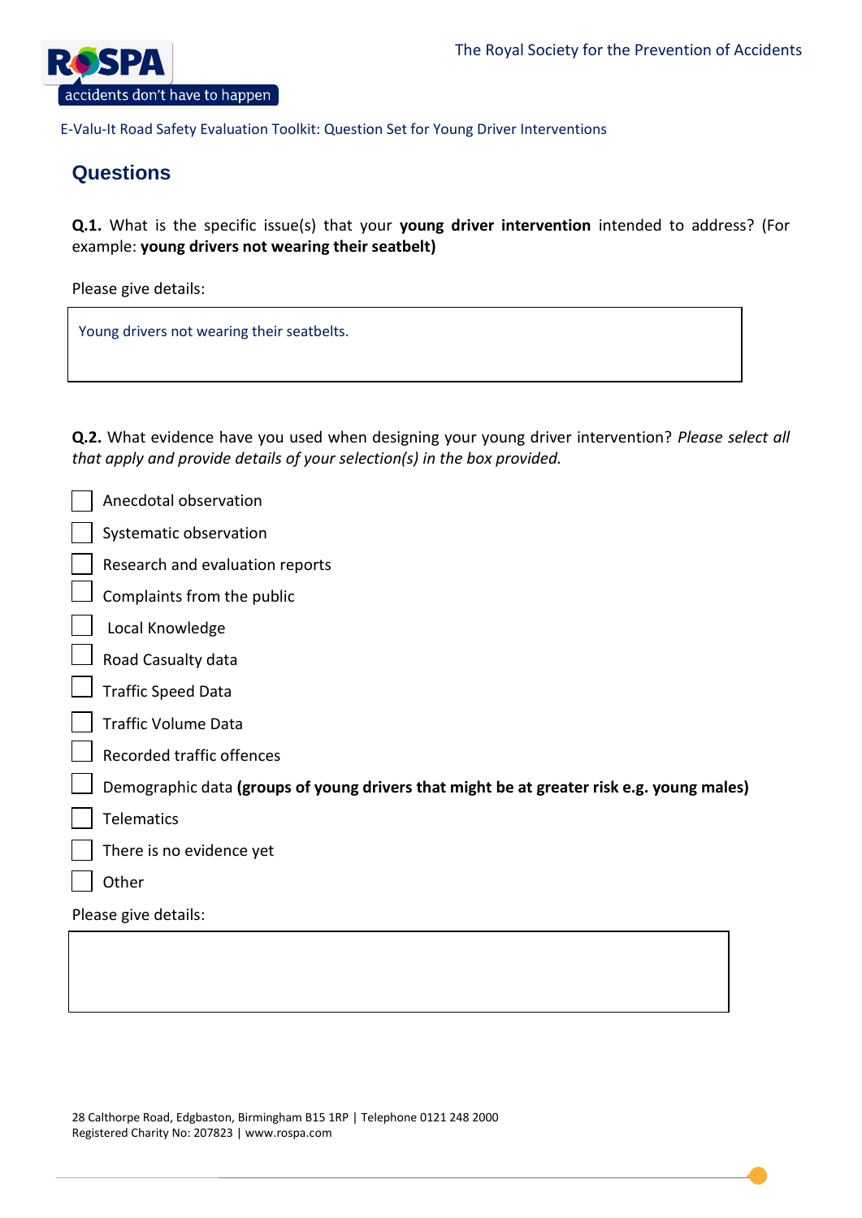## Questions

**Q.1.** What is the specific issue(s) that your **young driver intervention** intended to address? (For example: **young drivers not wearing their seatbelt)**

Please give details:

> Young drivers not wearing their seatbelts.

**Q.2.** What evidence have you used when designing your young driver intervention? *Please select all that apply and provide details of your selection(s) in the box provided.*

- ☐ Anecdotal observation
- ☐ Systematic observation
- ☐ Research and evaluation reports
- ☐ Complaints from the public
- ☐ Local Knowledge
- ☐ Road Casualty data
- ☐ Traffic Speed Data
- ☐ Traffic Volume Data
- ☐ Recorded traffic offences
- ☐ Demographic data **(groups of young drivers that might be at greater risk e.g. young males)**
- ☐ Telematics
- ☐ There is no evidence yet
- ☐ Other

Please give details: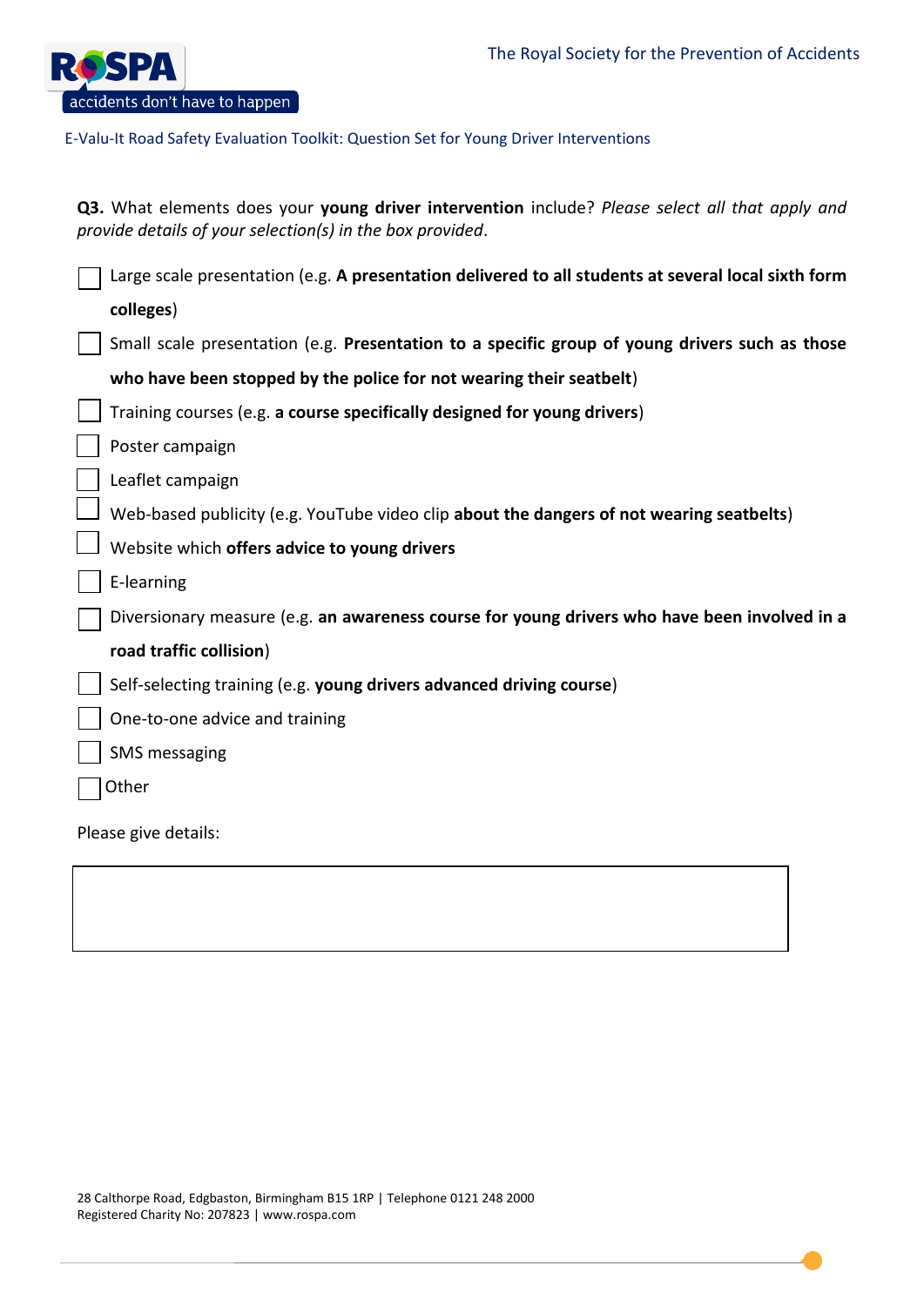**Q3.** What elements does your **young driver intervention** include? *Please select all that apply and provide details of your selection(s) in the box provided*.

- [ ] Large scale presentation (e.g. **A presentation delivered to all students at several local sixth form colleges**)
- [ ] Small scale presentation (e.g. **Presentation to a specific group of young drivers such as those who have been stopped by the police for not wearing their seatbelt**)
- [ ] Training courses (e.g. **a course specifically designed for young drivers**)
- [ ] Poster campaign
- [ ] Leaflet campaign
- [ ] Web-based publicity (e.g. YouTube video clip **about the dangers of not wearing seatbelts**)
- [ ] Website which **offers advice to young drivers**
- [ ] E-learning
- [ ] Diversionary measure (e.g. **an awareness course for young drivers who have been involved in a road traffic collision**)
- [ ] Self-selecting training (e.g. **young drivers advanced driving course**)
- [ ] One-to-one advice and training
- [ ] SMS messaging
- [ ] Other

Please give details:

| |
|---|
| |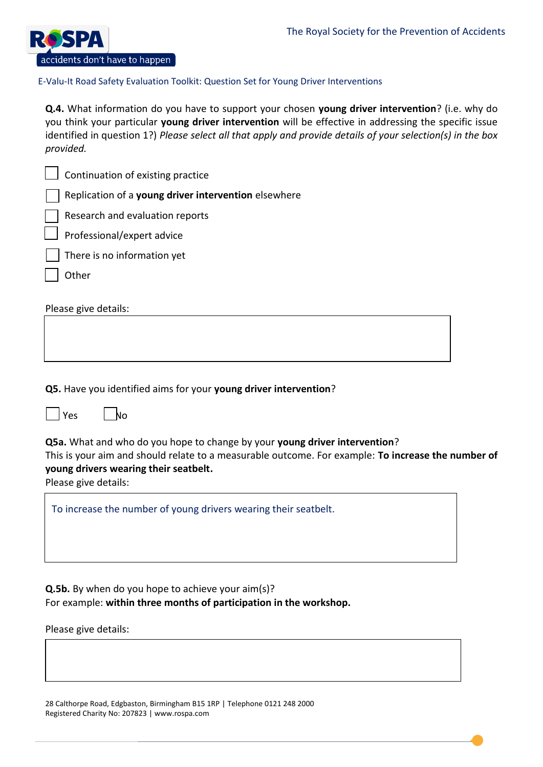E-Valu-It Road Safety Evaluation Toolkit: Question Set for Young Driver Interventions

**Q.4.** What information do you have to support your chosen **young driver intervention**? (i.e. why do you think your particular **young driver intervention** will be effective in addressing the specific issue identified in question 1?) *Please select all that apply and provide details of your selection(s) in the box provided.*

- ☐ Continuation of existing practice
- ☐ Replication of a **young driver intervention** elsewhere
- ☐ Research and evaluation reports
- ☐ Professional/expert advice
- ☐ There is no information yet
- ☐ Other

Please give details:

| |
|---|
| |

**Q5.** Have you identified aims for your **young driver intervention**?

☐ Yes ☐ No

**Q5a.** What and who do you hope to change by your **young driver intervention**?
This is your aim and should relate to a measurable outcome. For example: **To increase the number of young drivers wearing their seatbelt.**
Please give details:

| |
|---|
| To increase the number of young drivers wearing their seatbelt. |

**Q.5b.** By when do you hope to achieve your aim(s)?
For example: **within three months of participation in the workshop.**

Please give details:

| |
|---|
| |

28 Calthorpe Road, Edgbaston, Birmingham B15 1RP | Telephone 0121 248 2000
Registered Charity No: 207823 | www.rospa.com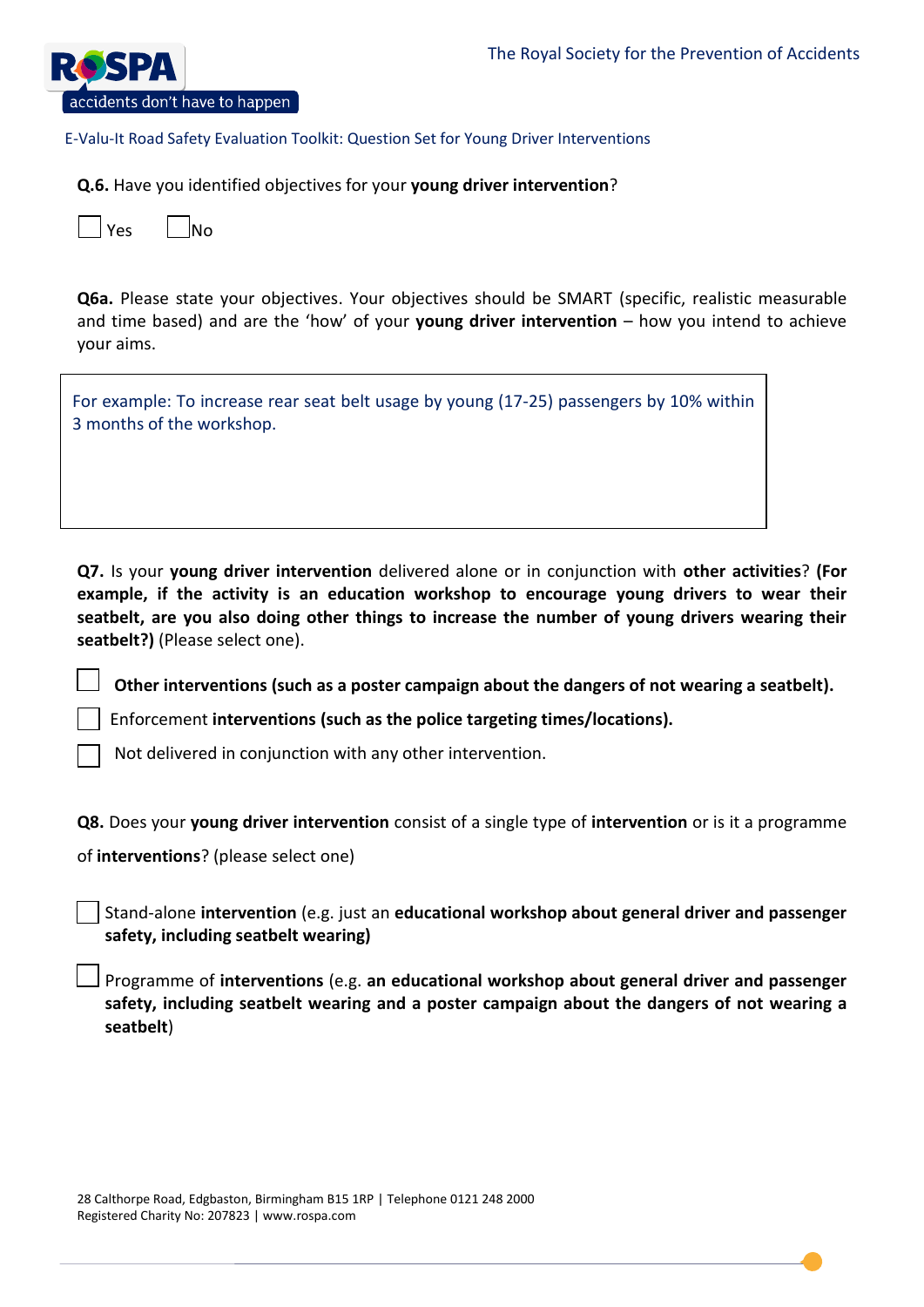**Q.6.** Have you identified objectives for your **young driver intervention**?

☐ Yes ☐ No

**Q6a.** Please state your objectives. Your objectives should be SMART (specific, realistic measurable and time based) and are the 'how' of your **young driver intervention** – how you intend to achieve your aims.

| For example: To increase rear seat belt usage by young (17-25) passengers by 10% within 3 months of the workshop. |
|---|

**Q7.** Is your **young driver intervention** delivered alone or in conjunction with **other activities**? **(For example, if the activity is an education workshop to encourage young drivers to wear their seatbelt, are you also doing other things to increase the number of young drivers wearing their seatbelt?)** (Please select one).

☐ **Other interventions (such as a poster campaign about the dangers of not wearing a seatbelt).**

☐ Enforcement **interventions (such as the police targeting times/locations).**

☐ Not delivered in conjunction with any other intervention.

**Q8.** Does your **young driver intervention** consist of a single type of **intervention** or is it a programme of **interventions**? (please select one)

☐ Stand-alone **intervention** (e.g. just an **educational workshop about general driver and passenger safety, including seatbelt wearing)**

☐ Programme of **interventions** (e.g. **an educational workshop about general driver and passenger safety, including seatbelt wearing and a poster campaign about the dangers of not wearing a seatbelt**)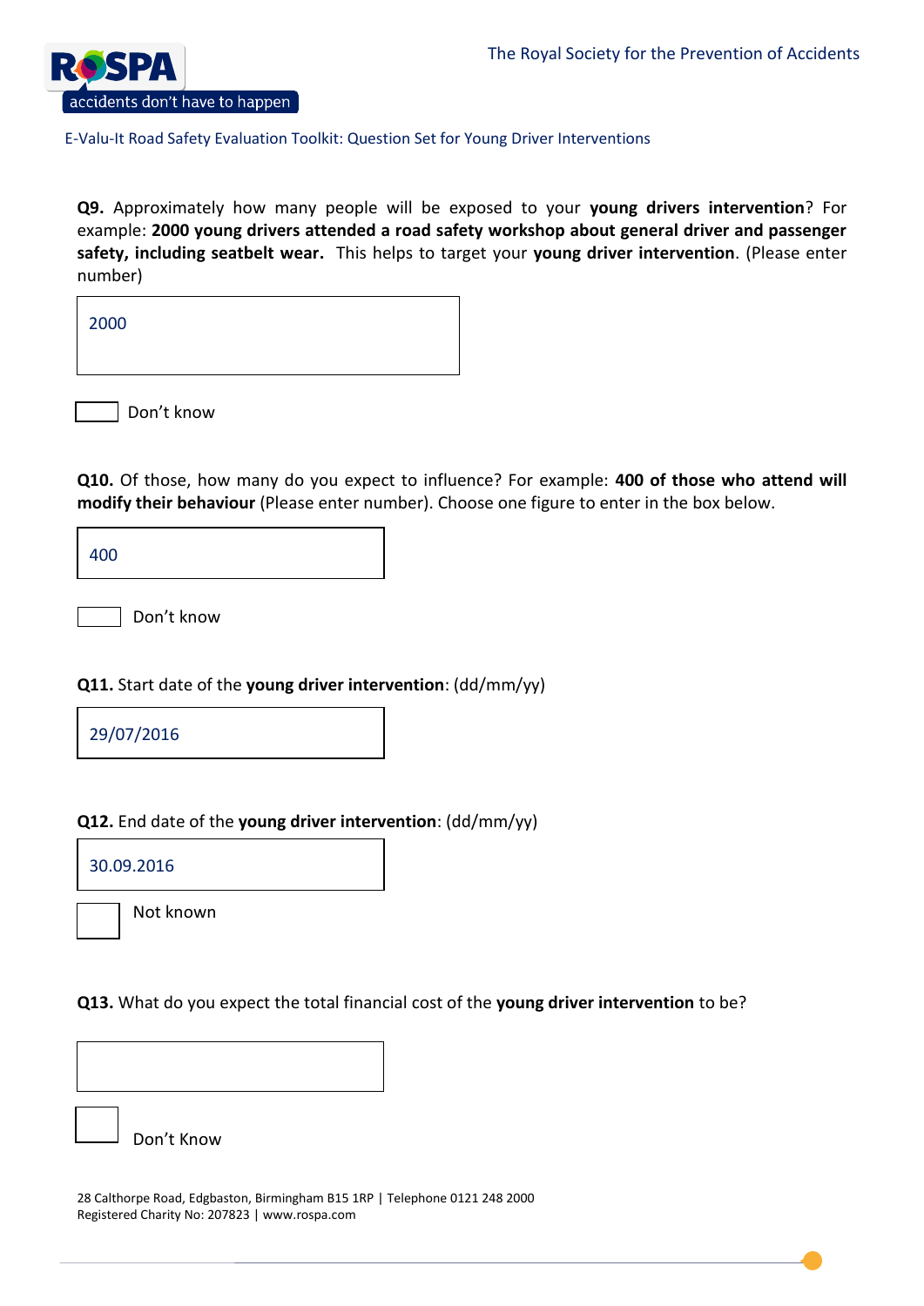**Q9.** Approximately how many people will be exposed to your **young drivers intervention**? For example: **2000 young drivers attended a road safety workshop about general driver and passenger safety, including seatbelt wear.** This helps to target your **young driver intervention**. (Please enter number)

2000

☐ Don't know

**Q10.** Of those, how many do you expect to influence? For example: **400 of those who attend will modify their behaviour** (Please enter number). Choose one figure to enter in the box below.

400

☐ Don't know

**Q11.** Start date of the **young driver intervention**: (dd/mm/yy)

29/07/2016

**Q12.** End date of the **young driver intervention**: (dd/mm/yy)

30.09.2016

☐ Not known

**Q13.** What do you expect the total financial cost of the **young driver intervention** to be?

☐ Don't Know

28 Calthorpe Road, Edgbaston, Birmingham B15 1RP | Telephone 0121 248 2000
Registered Charity No: 207823 | www.rospa.com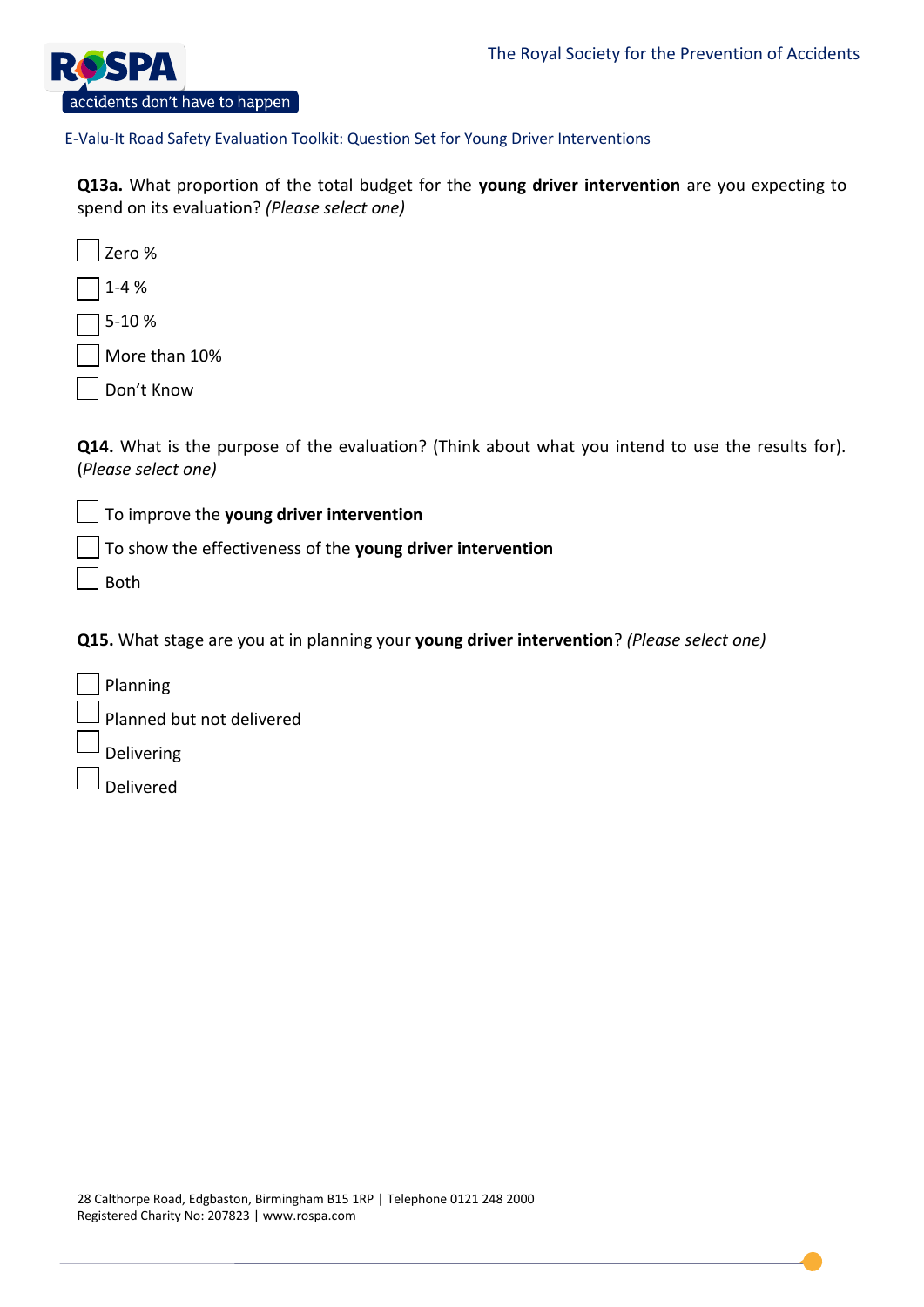**Q13a.** What proportion of the total budget for the **young driver intervention** are you expecting to spend on its evaluation? *(Please select one)*

- ☐ Zero %
- ☐ 1-4 %
- ☐ 5-10 %
- ☐ More than 10%
- ☐ Don't Know

**Q14.** What is the purpose of the evaluation? (Think about what you intend to use the results for). (*Please select one)*

- ☐ To improve the **young driver intervention**
- ☐ To show the effectiveness of the **young driver intervention**
- ☐ Both

**Q15.** What stage are you at in planning your **young driver intervention**? *(Please select one)*

- ☐ Planning
- ☐ Planned but not delivered
- ☐ Delivering
- ☐ Delivered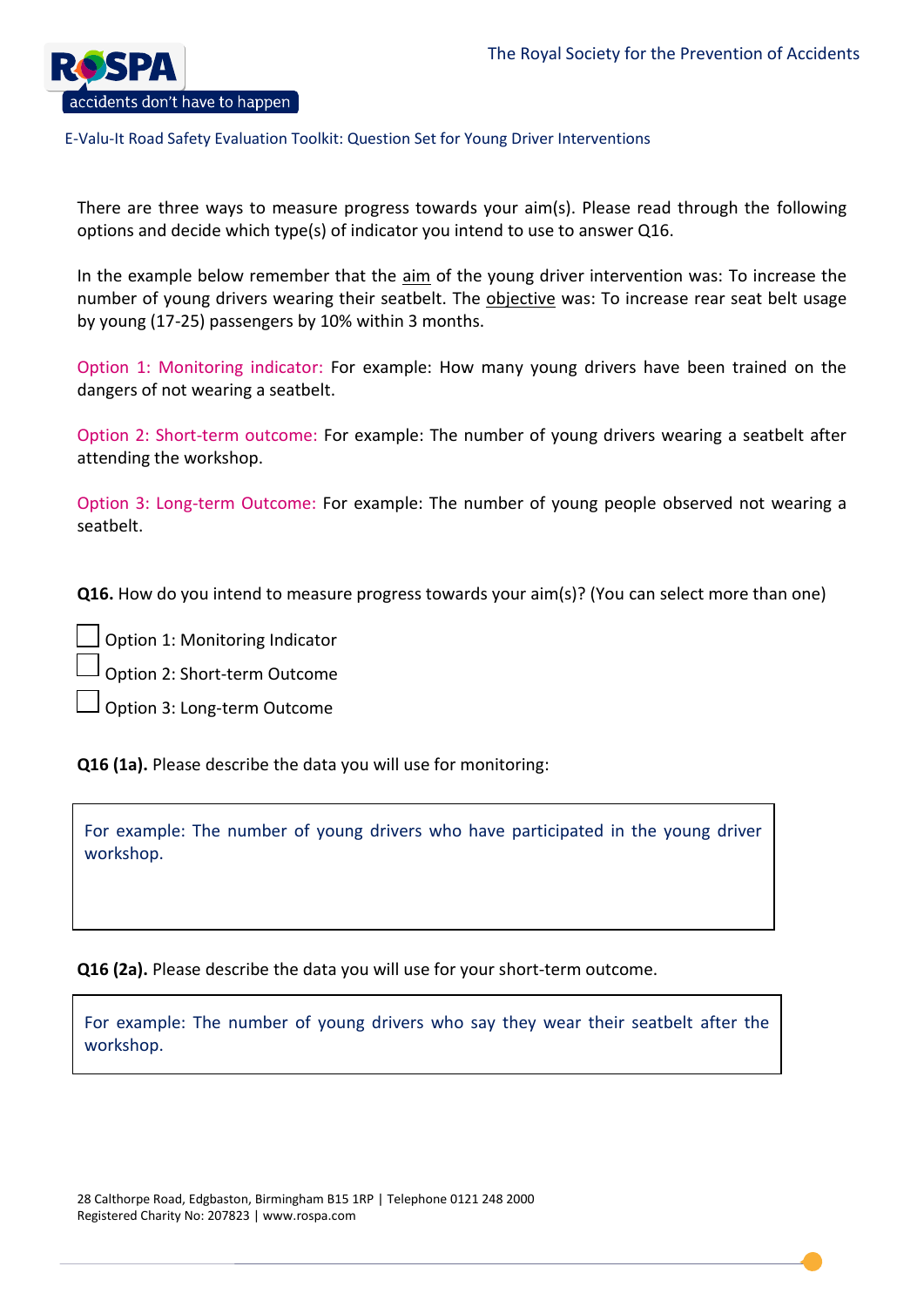There are three ways to measure progress towards your aim(s). Please read through the following options and decide which type(s) of indicator you intend to use to answer Q16.

In the example below remember that the aim of the young driver intervention was: To increase the number of young drivers wearing their seatbelt. The objective was: To increase rear seat belt usage by young (17-25) passengers by 10% within 3 months.

Option 1: Monitoring indicator: For example: How many young drivers have been trained on the dangers of not wearing a seatbelt.

Option 2: Short-term outcome: For example: The number of young drivers wearing a seatbelt after attending the workshop.

Option 3: Long-term Outcome: For example: The number of young people observed not wearing a seatbelt.

**Q16.** How do you intend to measure progress towards your aim(s)? (You can select more than one)

☐ Option 1: Monitoring Indicator

☐ Option 2: Short-term Outcome

☐ Option 3: Long-term Outcome

**Q16 (1a).** Please describe the data you will use for monitoring:

| For example: The number of young drivers who have participated in the young driver workshop. |
|---|

**Q16 (2a).** Please describe the data you will use for your short-term outcome.

| For example: The number of young drivers who say they wear their seatbelt after the workshop. |
|---|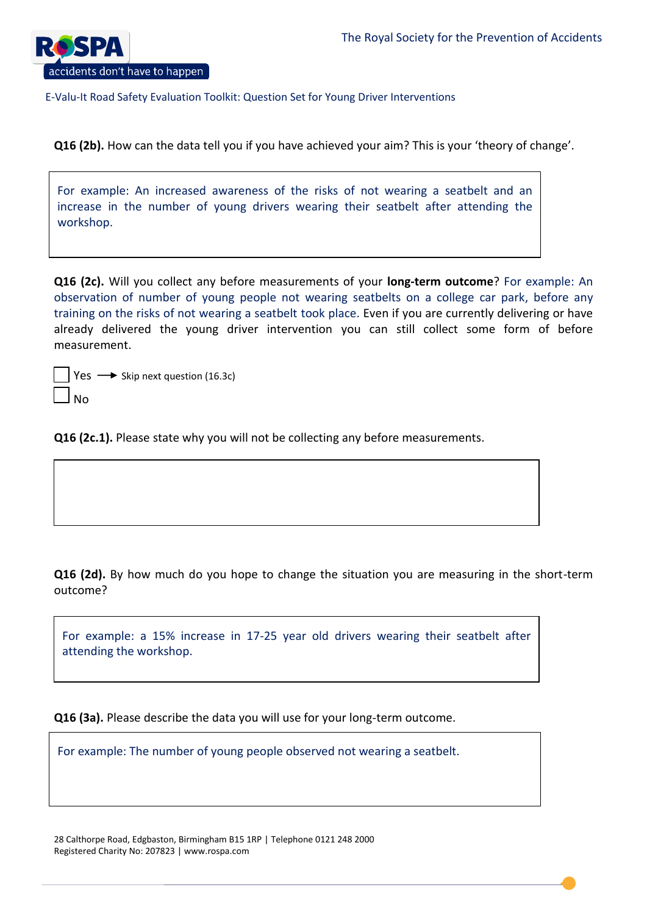**Q16 (2b).** How can the data tell you if you have achieved your aim? This is your 'theory of change'.

For example: An increased awareness of the risks of not wearing a seatbelt and an increase in the number of young drivers wearing their seatbelt after attending the workshop.

**Q16 (2c).** Will you collect any before measurements of your **long-term outcome**? For example: An observation of number of young people not wearing seatbelts on a college car park, before any training on the risks of not wearing a seatbelt took place. Even if you are currently delivering or have already delivered the young driver intervention you can still collect some form of before measurement.

☐ Yes ⟶ Skip next question (16.3c)

☐ No

**Q16 (2c.1).** Please state why you will not be collecting any before measurements.

**Q16 (2d).** By how much do you hope to change the situation you are measuring in the short-term outcome?

For example: a 15% increase in 17-25 year old drivers wearing their seatbelt after attending the workshop.

**Q16 (3a).** Please describe the data you will use for your long-term outcome.

For example: The number of young people observed not wearing a seatbelt.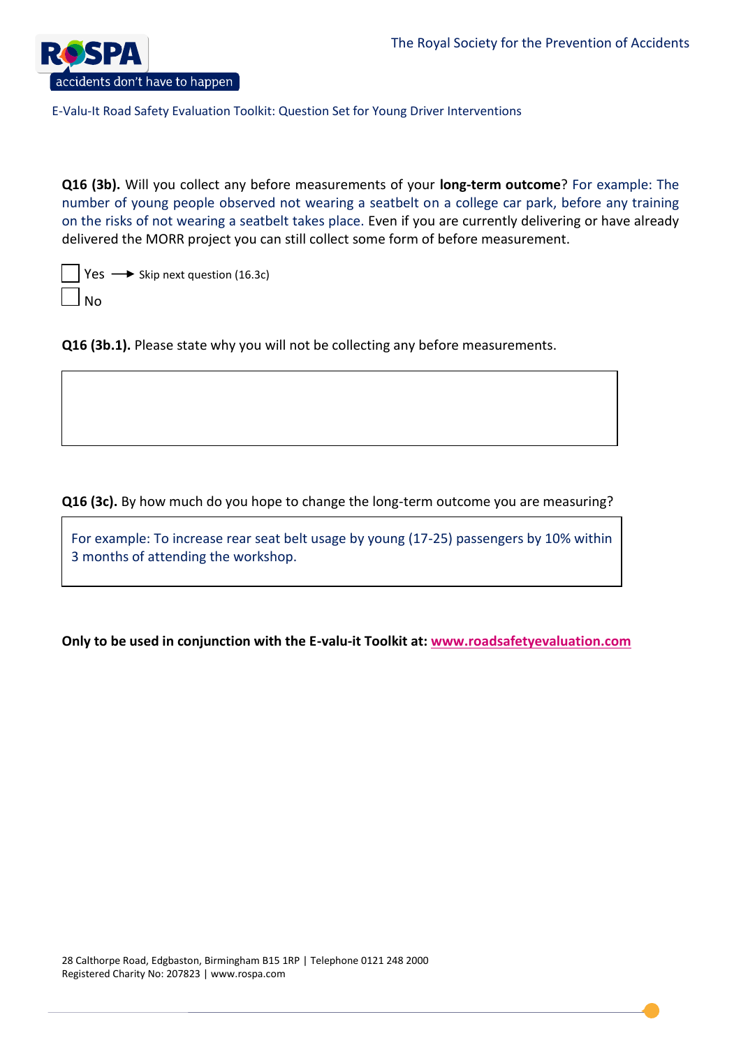**Q16 (3b).** Will you collect any before measurements of your **long-term outcome**? For example: The number of young people observed not wearing a seatbelt on a college car park, before any training on the risks of not wearing a seatbelt takes place. Even if you are currently delivering or have already delivered the MORR project you can still collect some form of before measurement.

☐ Yes ⟶ Skip next question (16.3c)

☐ No

**Q16 (3b.1).** Please state why you will not be collecting any before measurements.

**Q16 (3c).** By how much do you hope to change the long-term outcome you are measuring?

For example: To increase rear seat belt usage by young (17-25) passengers by 10% within 3 months of attending the workshop.

**Only to be used in conjunction with the E-valu-it Toolkit at: www.roadsafetyevaluation.com**